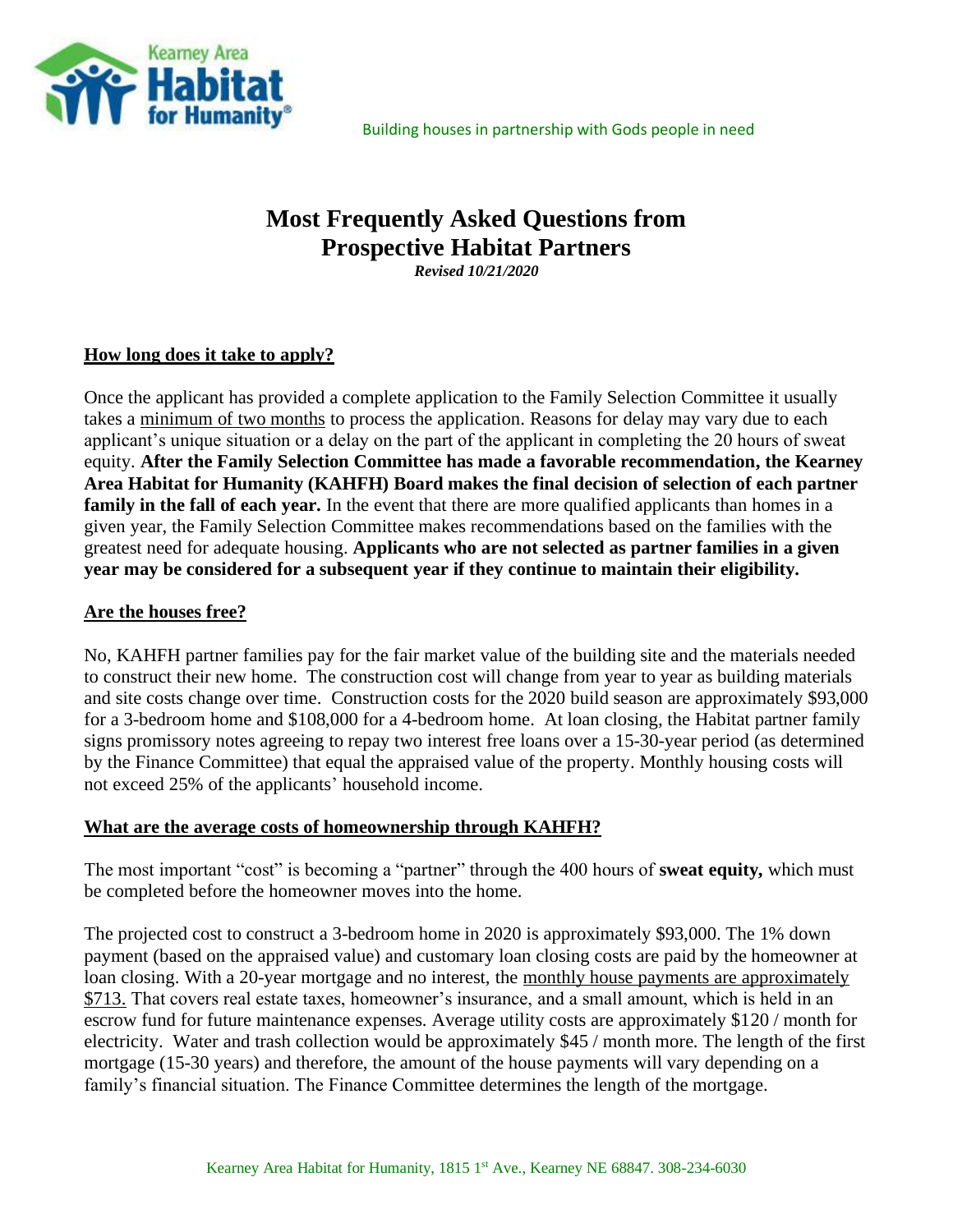Kearney Area Habitat for Humanity

Building houses in partnership with Gods people in need

# Most Frequently Asked Questions from Prospective Habitat Partners

***Revised 10/21/2020***

## How long does it take to apply?

Once the applicant has provided a complete application to the Family Selection Committee it usually takes a minimum of two months to process the application. Reasons for delay may vary due to each applicant's unique situation or a delay on the part of the applicant in completing the 20 hours of sweat equity. **After the Family Selection Committee has made a favorable recommendation, the Kearney Area Habitat for Humanity (KAHFH) Board makes the final decision of selection of each partner family in the fall of each year.** In the event that there are more qualified applicants than homes in a given year, the Family Selection Committee makes recommendations based on the families with the greatest need for adequate housing. **Applicants who are not selected as partner families in a given year may be considered for a subsequent year if they continue to maintain their eligibility.**

## Are the houses free?

No, KAHFH partner families pay for the fair market value of the building site and the materials needed to construct their new home. The construction cost will change from year to year as building materials and site costs change over time. Construction costs for the 2020 build season are approximately $93,000 for a 3-bedroom home and $108,000 for a 4-bedroom home. At loan closing, the Habitat partner family signs promissory notes agreeing to repay two interest free loans over a 15-30-year period (as determined by the Finance Committee) that equal the appraised value of the property. Monthly housing costs will not exceed 25% of the applicants' household income.

## What are the average costs of homeownership through KAHFH?

The most important "cost" is becoming a "partner" through the 400 hours of **sweat equity,** which must be completed before the homeowner moves into the home.

The projected cost to construct a 3-bedroom home in 2020 is approximately $93,000. The 1% down payment (based on the appraised value) and customary loan closing costs are paid by the homeowner at loan closing. With a 20-year mortgage and no interest, the monthly house payments are approximately $713. That covers real estate taxes, homeowner's insurance, and a small amount, which is held in an escrow fund for future maintenance expenses. Average utility costs are approximately $120 / month for electricity. Water and trash collection would be approximately $45 / month more. The length of the first mortgage (15-30 years) and therefore, the amount of the house payments will vary depending on a family's financial situation. The Finance Committee determines the length of the mortgage.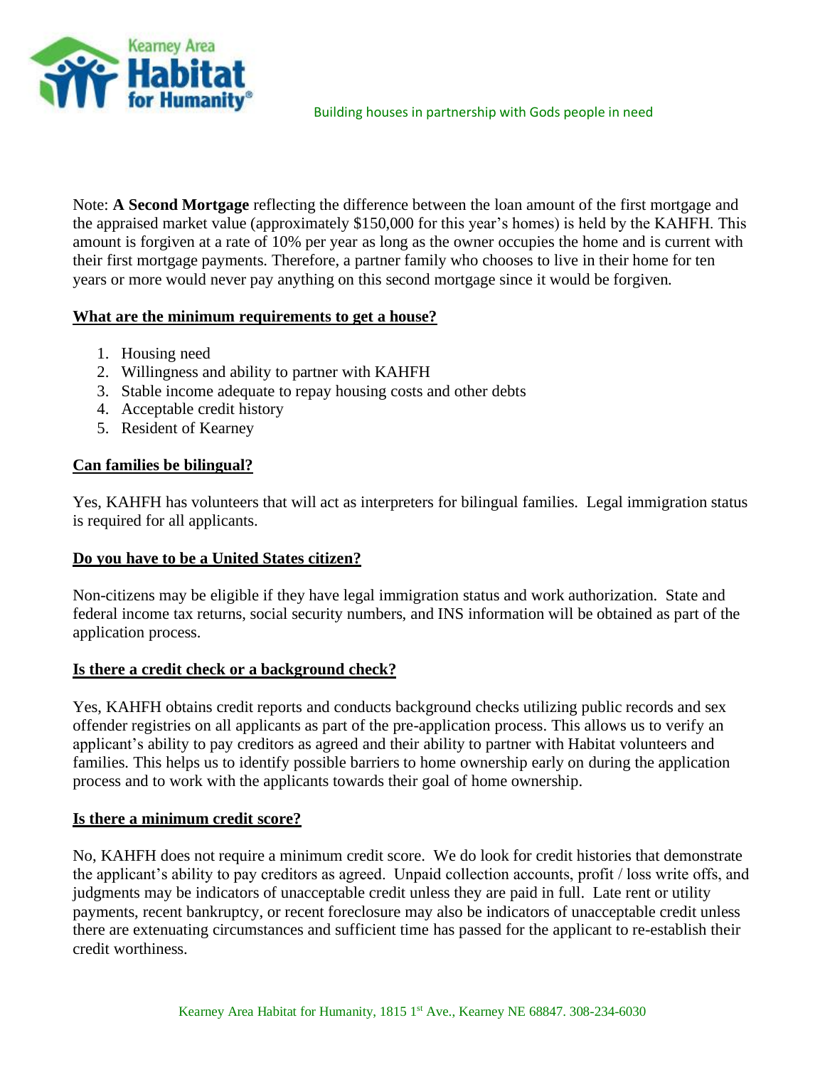Note: **A Second Mortgage** reflecting the difference between the loan amount of the first mortgage and the appraised market value (approximately $150,000 for this year's homes) is held by the KAHFH. This amount is forgiven at a rate of 10% per year as long as the owner occupies the home and is current with their first mortgage payments. Therefore, a partner family who chooses to live in their home for ten years or more would never pay anything on this second mortgage since it would be forgiven.

## What are the minimum requirements to get a house?

1. Housing need
2. Willingness and ability to partner with KAHFH
3. Stable income adequate to repay housing costs and other debts
4. Acceptable credit history
5. Resident of Kearney

## Can families be bilingual?

Yes, KAHFH has volunteers that will act as interpreters for bilingual families. Legal immigration status is required for all applicants.

## Do you have to be a United States citizen?

Non-citizens may be eligible if they have legal immigration status and work authorization. State and federal income tax returns, social security numbers, and INS information will be obtained as part of the application process.

## Is there a credit check or a background check?

Yes, KAHFH obtains credit reports and conducts background checks utilizing public records and sex offender registries on all applicants as part of the pre-application process. This allows us to verify an applicant's ability to pay creditors as agreed and their ability to partner with Habitat volunteers and families. This helps us to identify possible barriers to home ownership early on during the application process and to work with the applicants towards their goal of home ownership.

## Is there a minimum credit score?

No, KAHFH does not require a minimum credit score. We do look for credit histories that demonstrate the applicant's ability to pay creditors as agreed. Unpaid collection accounts, profit / loss write offs, and judgments may be indicators of unacceptable credit unless they are paid in full. Late rent or utility payments, recent bankruptcy, or recent foreclosure may also be indicators of unacceptable credit unless there are extenuating circumstances and sufficient time has passed for the applicant to re-establish their credit worthiness.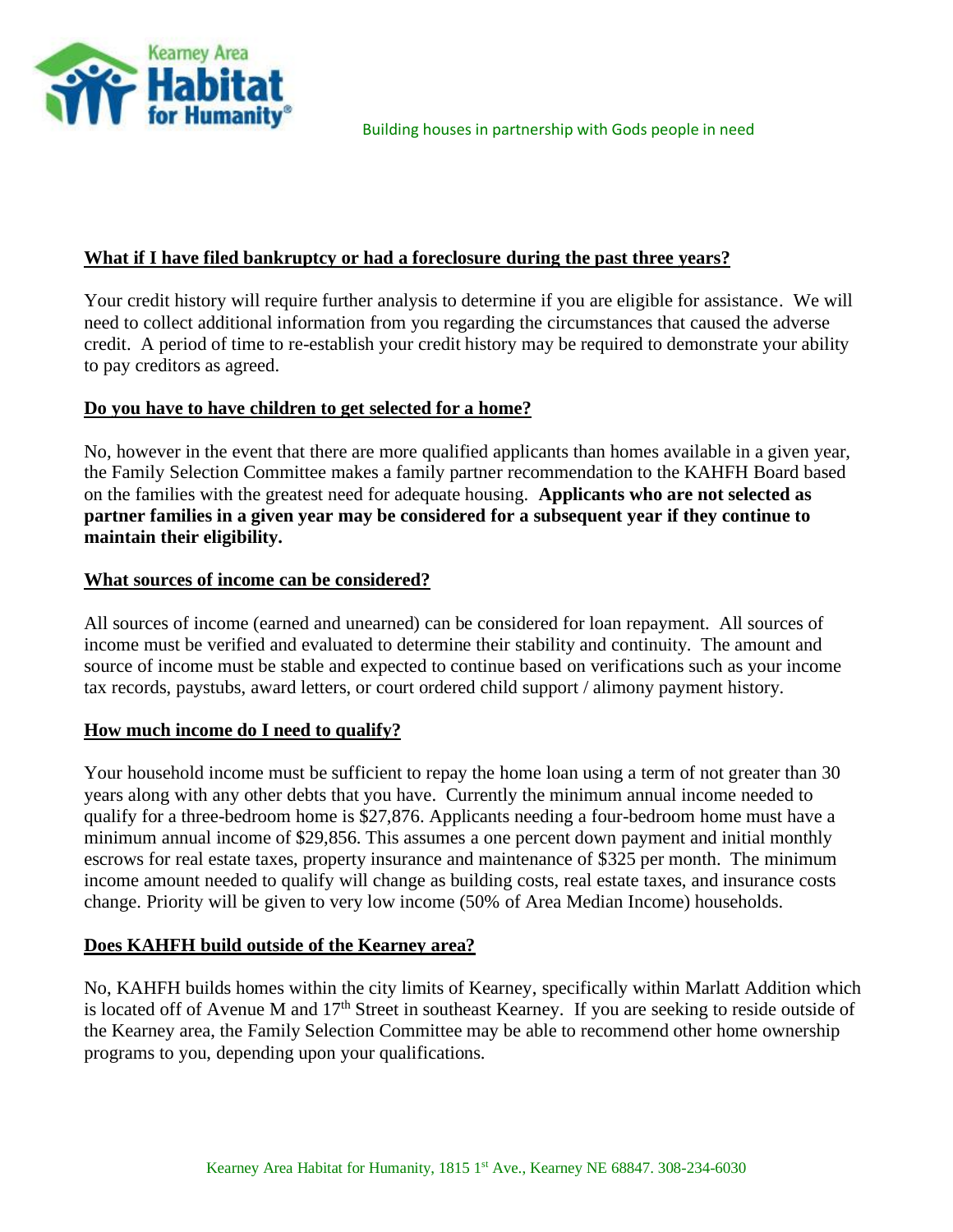### What if I have filed bankruptcy or had a foreclosure during the past three years?

Your credit history will require further analysis to determine if you are eligible for assistance. We will need to collect additional information from you regarding the circumstances that caused the adverse credit. A period of time to re-establish your credit history may be required to demonstrate your ability to pay creditors as agreed.

### Do you have to have children to get selected for a home?

No, however in the event that there are more qualified applicants than homes available in a given year, the Family Selection Committee makes a family partner recommendation to the KAHFH Board based on the families with the greatest need for adequate housing. **Applicants who are not selected as partner families in a given year may be considered for a subsequent year if they continue to maintain their eligibility.**

### What sources of income can be considered?

All sources of income (earned and unearned) can be considered for loan repayment. All sources of income must be verified and evaluated to determine their stability and continuity. The amount and source of income must be stable and expected to continue based on verifications such as your income tax records, paystubs, award letters, or court ordered child support / alimony payment history.

### How much income do I need to qualify?

Your household income must be sufficient to repay the home loan using a term of not greater than 30 years along with any other debts that you have. Currently the minimum annual income needed to qualify for a three-bedroom home is $27,876. Applicants needing a four-bedroom home must have a minimum annual income of $29,856. This assumes a one percent down payment and initial monthly escrows for real estate taxes, property insurance and maintenance of $325 per month. The minimum income amount needed to qualify will change as building costs, real estate taxes, and insurance costs change. Priority will be given to very low income (50% of Area Median Income) households.

### Does KAHFH build outside of the Kearney area?

No, KAHFH builds homes within the city limits of Kearney, specifically within Marlatt Addition which is located off of Avenue M and 17th Street in southeast Kearney. If you are seeking to reside outside of the Kearney area, the Family Selection Committee may be able to recommend other home ownership programs to you, depending upon your qualifications.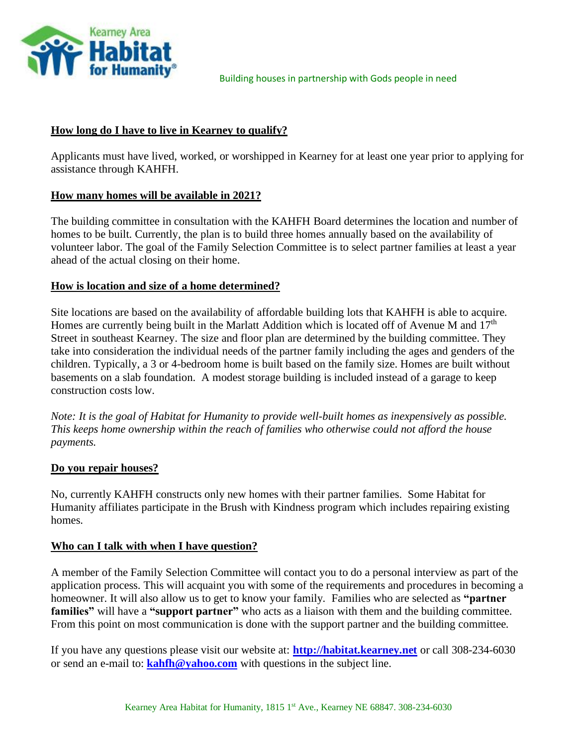Building houses in partnership with Gods people in need

**How long do I have to live in Kearney to qualify?**

Applicants must have lived, worked, or worshipped in Kearney for at least one year prior to applying for assistance through KAHFH.

**How many homes will be available in 2021?**

The building committee in consultation with the KAHFH Board determines the location and number of homes to be built. Currently, the plan is to build three homes annually based on the availability of volunteer labor. The goal of the Family Selection Committee is to select partner families at least a year ahead of the actual closing on their home.

**How is location and size of a home determined?**

Site locations are based on the availability of affordable building lots that KAHFH is able to acquire. Homes are currently being built in the Marlatt Addition which is located off of Avenue M and 17th Street in southeast Kearney. The size and floor plan are determined by the building committee. They take into consideration the individual needs of the partner family including the ages and genders of the children. Typically, a 3 or 4-bedroom home is built based on the family size. Homes are built without basements on a slab foundation. A modest storage building is included instead of a garage to keep construction costs low.

*Note: It is the goal of Habitat for Humanity to provide well-built homes as inexpensively as possible. This keeps home ownership within the reach of families who otherwise could not afford the house payments.*

**Do you repair houses?**

No, currently KAHFH constructs only new homes with their partner families. Some Habitat for Humanity affiliates participate in the Brush with Kindness program which includes repairing existing homes.

**Who can I talk with when I have question?**

A member of the Family Selection Committee will contact you to do a personal interview as part of the application process. This will acquaint you with some of the requirements and procedures in becoming a homeowner. It will also allow us to get to know your family. Families who are selected as **"partner families"** will have a **"support partner"** who acts as a liaison with them and the building committee. From this point on most communication is done with the support partner and the building committee.

If you have any questions please visit our website at: **http://habitat.kearney.net** or call 308-234-6030 or send an e-mail to: **kahfh@yahoo.com** with questions in the subject line.

Kearney Area Habitat for Humanity, 1815 1st Ave., Kearney NE 68847. 308-234-6030